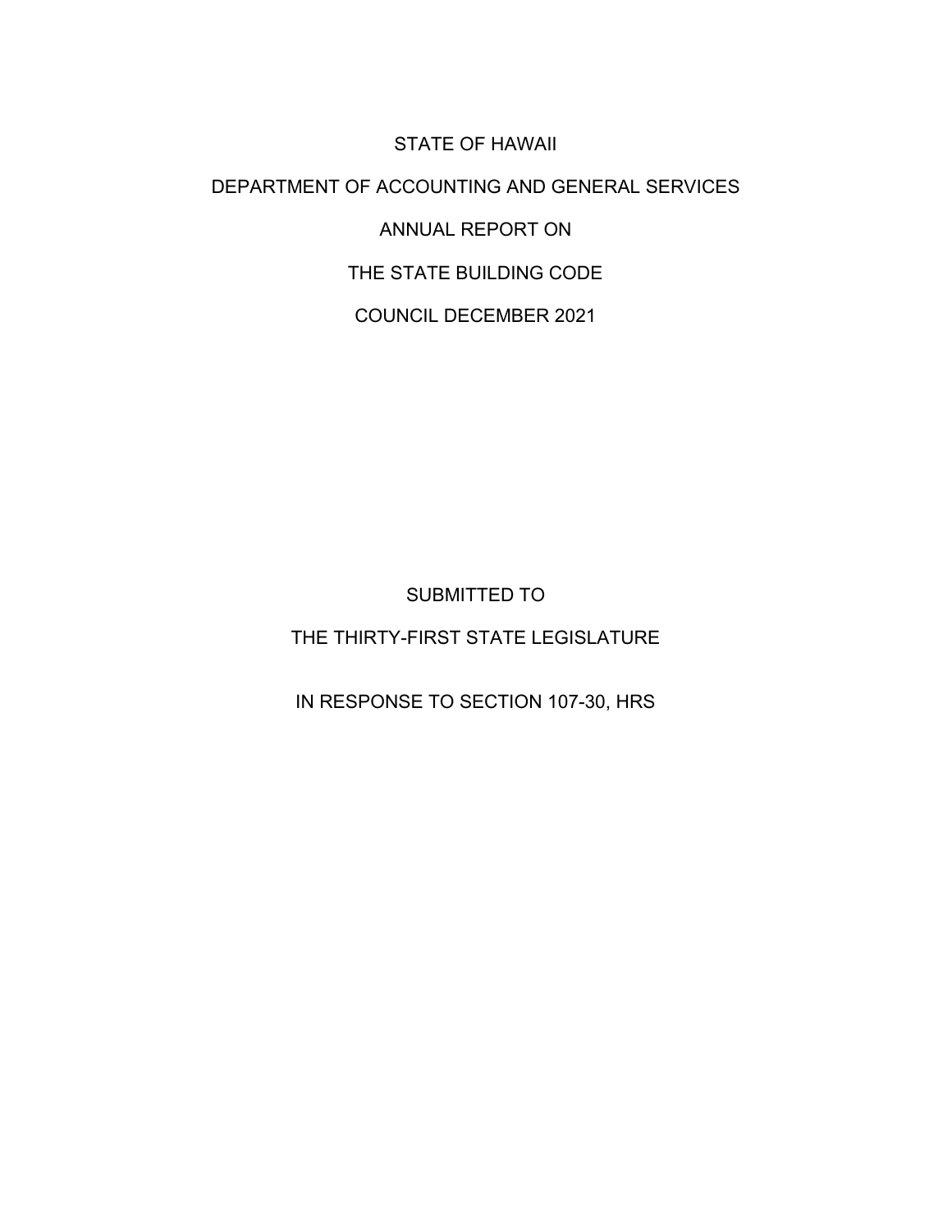STATE OF HAWAII

DEPARTMENT OF ACCOUNTING AND GENERAL SERVICES

ANNUAL REPORT ON

THE STATE BUILDING CODE

COUNCIL DECEMBER 2021

SUBMITTED TO

THE THIRTY-FIRST STATE LEGISLATURE

IN RESPONSE TO SECTION 107-30, HRS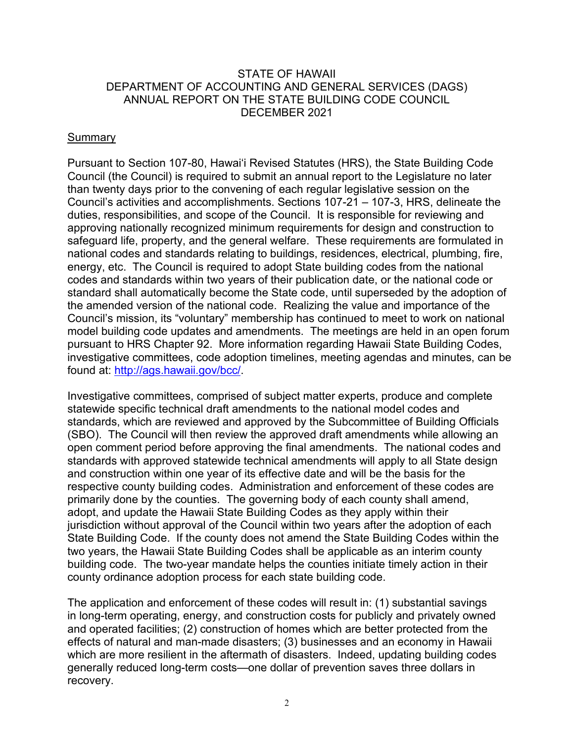STATE OF HAWAII
DEPARTMENT OF ACCOUNTING AND GENERAL SERVICES (DAGS)
ANNUAL REPORT ON THE STATE BUILDING CODE COUNCIL
DECEMBER 2021

## Summary

Pursuant to Section 107-80, Hawaiʻi Revised Statutes (HRS), the State Building Code Council (the Council) is required to submit an annual report to the Legislature no later than twenty days prior to the convening of each regular legislative session on the Council's activities and accomplishments. Sections 107-21 – 107-3, HRS, delineate the duties, responsibilities, and scope of the Council. It is responsible for reviewing and approving nationally recognized minimum requirements for design and construction to safeguard life, property, and the general welfare. These requirements are formulated in national codes and standards relating to buildings, residences, electrical, plumbing, fire, energy, etc. The Council is required to adopt State building codes from the national codes and standards within two years of their publication date, or the national code or standard shall automatically become the State code, until superseded by the adoption of the amended version of the national code. Realizing the value and importance of the Council's mission, its "voluntary" membership has continued to meet to work on national model building code updates and amendments. The meetings are held in an open forum pursuant to HRS Chapter 92. More information regarding Hawaii State Building Codes, investigative committees, code adoption timelines, meeting agendas and minutes, can be found at: http://ags.hawaii.gov/bcc/.

Investigative committees, comprised of subject matter experts, produce and complete statewide specific technical draft amendments to the national model codes and standards, which are reviewed and approved by the Subcommittee of Building Officials (SBO). The Council will then review the approved draft amendments while allowing an open comment period before approving the final amendments. The national codes and standards with approved statewide technical amendments will apply to all State design and construction within one year of its effective date and will be the basis for the respective county building codes. Administration and enforcement of these codes are primarily done by the counties. The governing body of each county shall amend, adopt, and update the Hawaii State Building Codes as they apply within their jurisdiction without approval of the Council within two years after the adoption of each State Building Code. If the county does not amend the State Building Codes within the two years, the Hawaii State Building Codes shall be applicable as an interim county building code. The two-year mandate helps the counties initiate timely action in their county ordinance adoption process for each state building code.

The application and enforcement of these codes will result in: (1) substantial savings in long-term operating, energy, and construction costs for publicly and privately owned and operated facilities; (2) construction of homes which are better protected from the effects of natural and man-made disasters; (3) businesses and an economy in Hawaii which are more resilient in the aftermath of disasters. Indeed, updating building codes generally reduced long-term costs—one dollar of prevention saves three dollars in recovery.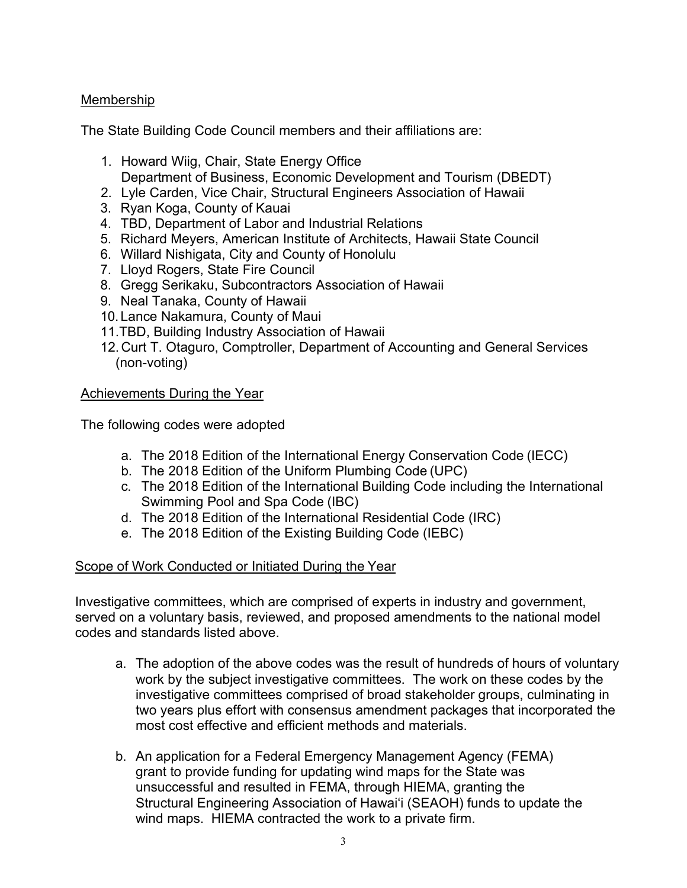## Membership

The State Building Code Council members and their affiliations are:

1. Howard Wiig, Chair, State Energy Office
   Department of Business, Economic Development and Tourism (DBEDT)
2. Lyle Carden, Vice Chair, Structural Engineers Association of Hawaii
3. Ryan Koga, County of Kauai
4. TBD, Department of Labor and Industrial Relations
5. Richard Meyers, American Institute of Architects, Hawaii State Council
6. Willard Nishigata, City and County of Honolulu
7. Lloyd Rogers, State Fire Council
8. Gregg Serikaku, Subcontractors Association of Hawaii
9. Neal Tanaka, County of Hawaii
10. Lance Nakamura, County of Maui
11. TBD, Building Industry Association of Hawaii
12. Curt T. Otaguro, Comptroller, Department of Accounting and General Services (non-voting)

## Achievements During the Year

The following codes were adopted

a. The 2018 Edition of the International Energy Conservation Code (IECC)
b. The 2018 Edition of the Uniform Plumbing Code (UPC)
c. The 2018 Edition of the International Building Code including the International Swimming Pool and Spa Code (IBC)
d. The 2018 Edition of the International Residential Code (IRC)
e. The 2018 Edition of the Existing Building Code (IEBC)

## Scope of Work Conducted or Initiated During the Year

Investigative committees, which are comprised of experts in industry and government, served on a voluntary basis, reviewed, and proposed amendments to the national model codes and standards listed above.

a. The adoption of the above codes was the result of hundreds of hours of voluntary work by the subject investigative committees. The work on these codes by the investigative committees comprised of broad stakeholder groups, culminating in two years plus effort with consensus amendment packages that incorporated the most cost effective and efficient methods and materials.

b. An application for a Federal Emergency Management Agency (FEMA) grant to provide funding for updating wind maps for the State was unsuccessful and resulted in FEMA, through HIEMA, granting the Structural Engineering Association of Hawaiʻi (SEAOH) funds to update the wind maps. HIEMA contracted the work to a private firm.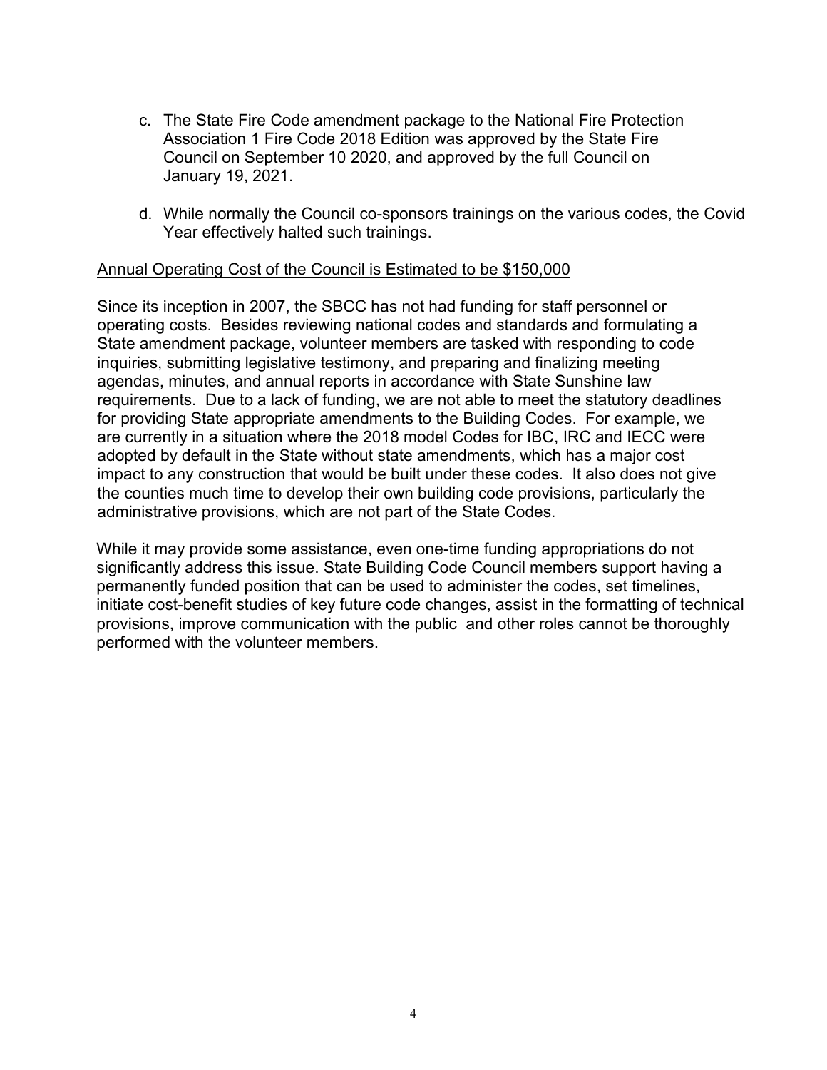c. The State Fire Code amendment package to the National Fire Protection Association 1 Fire Code 2018 Edition was approved by the State Fire Council on September 10 2020, and approved by the full Council on January 19, 2021.

d. While normally the Council co-sponsors trainings on the various codes, the Covid Year effectively halted such trainings.

<u>Annual Operating Cost of the Council is Estimated to be $150,000</u>

Since its inception in 2007, the SBCC has not had funding for staff personnel or operating costs. Besides reviewing national codes and standards and formulating a State amendment package, volunteer members are tasked with responding to code inquiries, submitting legislative testimony, and preparing and finalizing meeting agendas, minutes, and annual reports in accordance with State Sunshine law requirements. Due to a lack of funding, we are not able to meet the statutory deadlines for providing State appropriate amendments to the Building Codes. For example, we are currently in a situation where the 2018 model Codes for IBC, IRC and IECC were adopted by default in the State without state amendments, which has a major cost impact to any construction that would be built under these codes. It also does not give the counties much time to develop their own building code provisions, particularly the administrative provisions, which are not part of the State Codes.

While it may provide some assistance, even one-time funding appropriations do not significantly address this issue. State Building Code Council members support having a permanently funded position that can be used to administer the codes, set timelines, initiate cost-benefit studies of key future code changes, assist in the formatting of technical provisions, improve communication with the public and other roles cannot be thoroughly performed with the volunteer members.